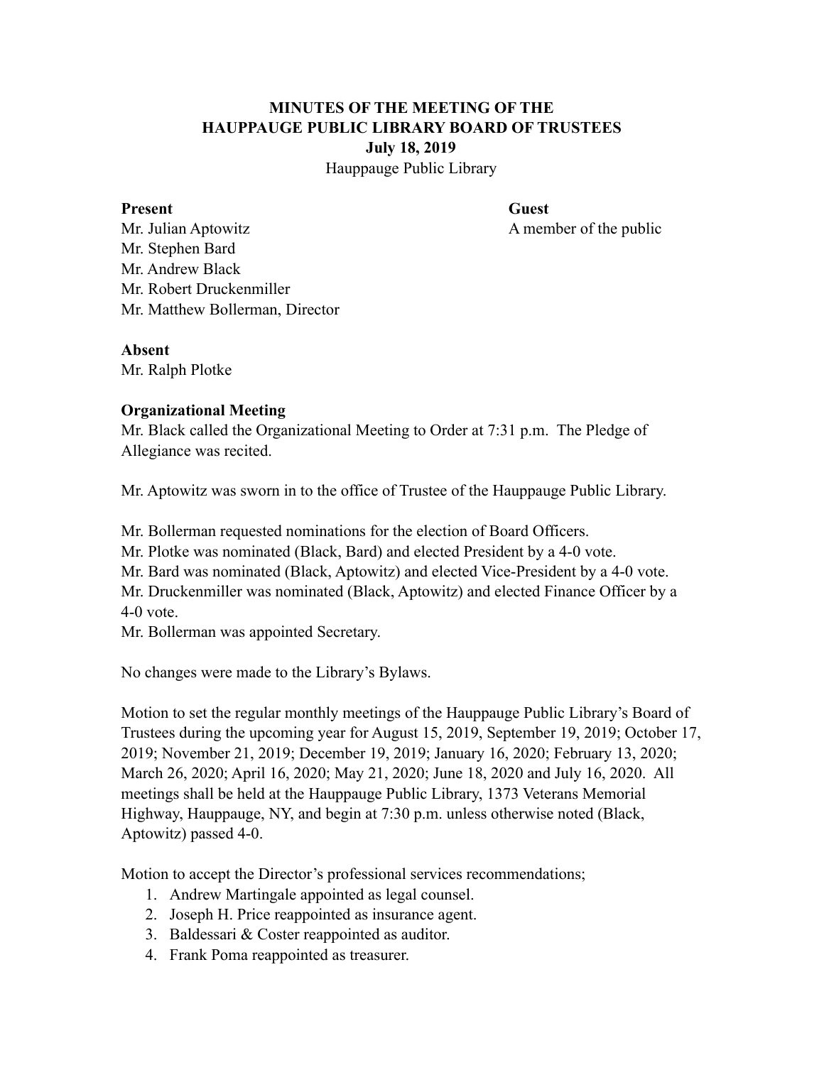**MINUTES OF THE MEETING OF THE**
**HAUPPAUGE PUBLIC LIBRARY BOARD OF TRUSTEES**
**July 18, 2019**
Hauppauge Public Library

**Present**
Mr. Julian Aptowitz
Mr. Stephen Bard
Mr. Andrew Black
Mr. Robert Druckenmiller
Mr. Matthew Bollerman, Director

**Guest**
A member of the public

**Absent**
Mr. Ralph Plotke

**Organizational Meeting**
Mr. Black called the Organizational Meeting to Order at 7:31 p.m. The Pledge of Allegiance was recited.

Mr. Aptowitz was sworn in to the office of Trustee of the Hauppauge Public Library.

Mr. Bollerman requested nominations for the election of Board Officers.
Mr. Plotke was nominated (Black, Bard) and elected President by a 4-0 vote.
Mr. Bard was nominated (Black, Aptowitz) and elected Vice-President by a 4-0 vote.
Mr. Druckenmiller was nominated (Black, Aptowitz) and elected Finance Officer by a 4-0 vote.
Mr. Bollerman was appointed Secretary.

No changes were made to the Library's Bylaws.

Motion to set the regular monthly meetings of the Hauppauge Public Library's Board of Trustees during the upcoming year for August 15, 2019, September 19, 2019; October 17, 2019; November 21, 2019; December 19, 2019; January 16, 2020; February 13, 2020; March 26, 2020; April 16, 2020; May 21, 2020; June 18, 2020 and July 16, 2020. All meetings shall be held at the Hauppauge Public Library, 1373 Veterans Memorial Highway, Hauppauge, NY, and begin at 7:30 p.m. unless otherwise noted (Black, Aptowitz) passed 4-0.

Motion to accept the Director's professional services recommendations;

1. Andrew Martingale appointed as legal counsel.
2. Joseph H. Price reappointed as insurance agent.
3. Baldessari & Coster reappointed as auditor.
4. Frank Poma reappointed as treasurer.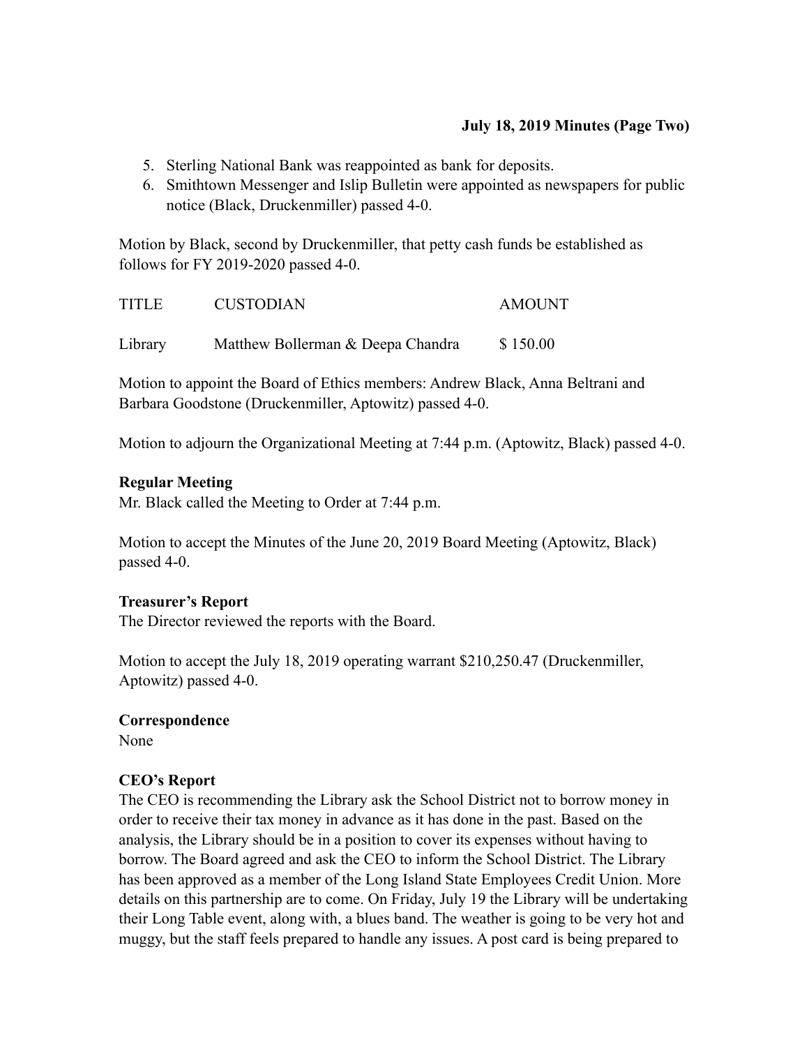5. Sterling National Bank was reappointed as bank for deposits.
6. Smithtown Messenger and Islip Bulletin were appointed as newspapers for public notice (Black, Druckenmiller) passed 4-0.

Motion by Black, second by Druckenmiller, that petty cash funds be established as follows for FY 2019-2020 passed 4-0.

| TITLE | CUSTODIAN | AMOUNT |
| --- | --- | --- |
| Library | Matthew Bollerman & Deepa Chandra | $ 150.00 |

Motion to appoint the Board of Ethics members: Andrew Black, Anna Beltrani and Barbara Goodstone (Druckenmiller, Aptowitz) passed 4-0.

Motion to adjourn the Organizational Meeting at 7:44 p.m. (Aptowitz, Black) passed 4-0.

**Regular Meeting**
Mr. Black called the Meeting to Order at 7:44 p.m.

Motion to accept the Minutes of the June 20, 2019 Board Meeting (Aptowitz, Black) passed 4-0.

**Treasurer's Report**
The Director reviewed the reports with the Board.

Motion to accept the July 18, 2019 operating warrant $210,250.47 (Druckenmiller, Aptowitz) passed 4-0.

**Correspondence**
None

**CEO's Report**
The CEO is recommending the Library ask the School District not to borrow money in order to receive their tax money in advance as it has done in the past. Based on the analysis, the Library should be in a position to cover its expenses without having to borrow. The Board agreed and ask the CEO to inform the School District. The Library has been approved as a member of the Long Island State Employees Credit Union. More details on this partnership are to come. On Friday, July 19 the Library will be undertaking their Long Table event, along with, a blues band. The weather is going to be very hot and muggy, but the staff feels prepared to handle any issues. A post card is being prepared to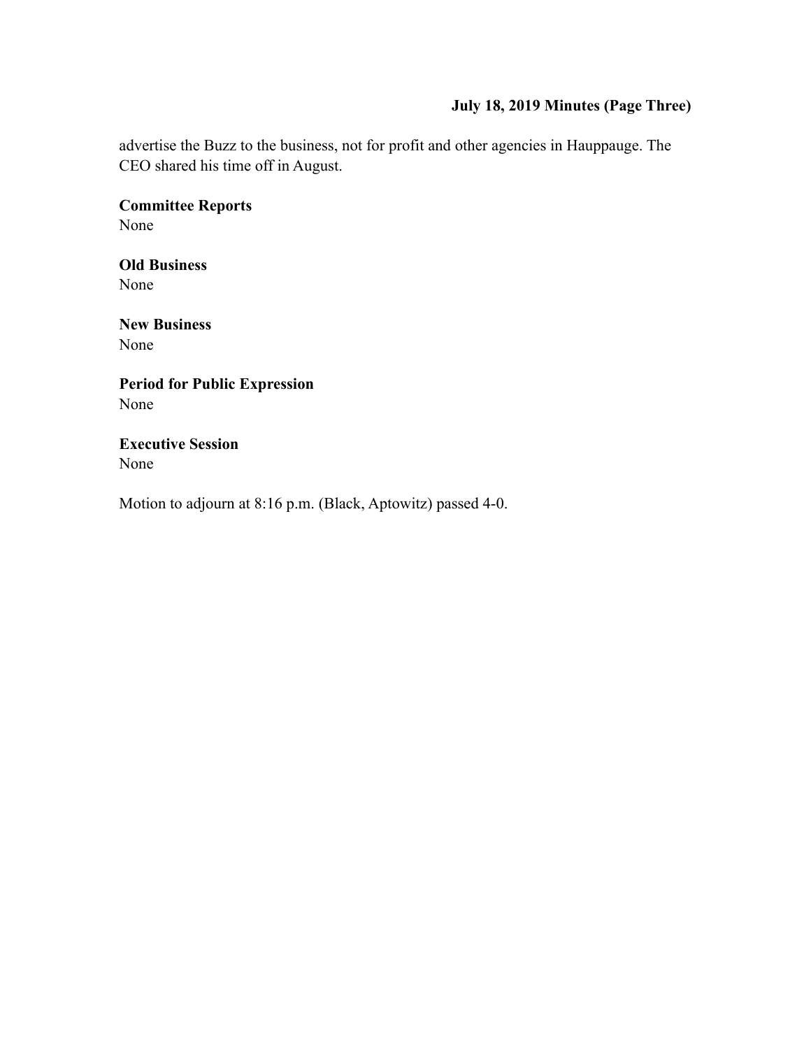advertise the Buzz to the business, not for profit and other agencies in Hauppauge. The CEO shared his time off in August.

**Committee Reports**
None

**Old Business**
None

**New Business**
None

**Period for Public Expression**
None

**Executive Session**
None

Motion to adjourn at 8:16 p.m. (Black, Aptowitz) passed 4-0.